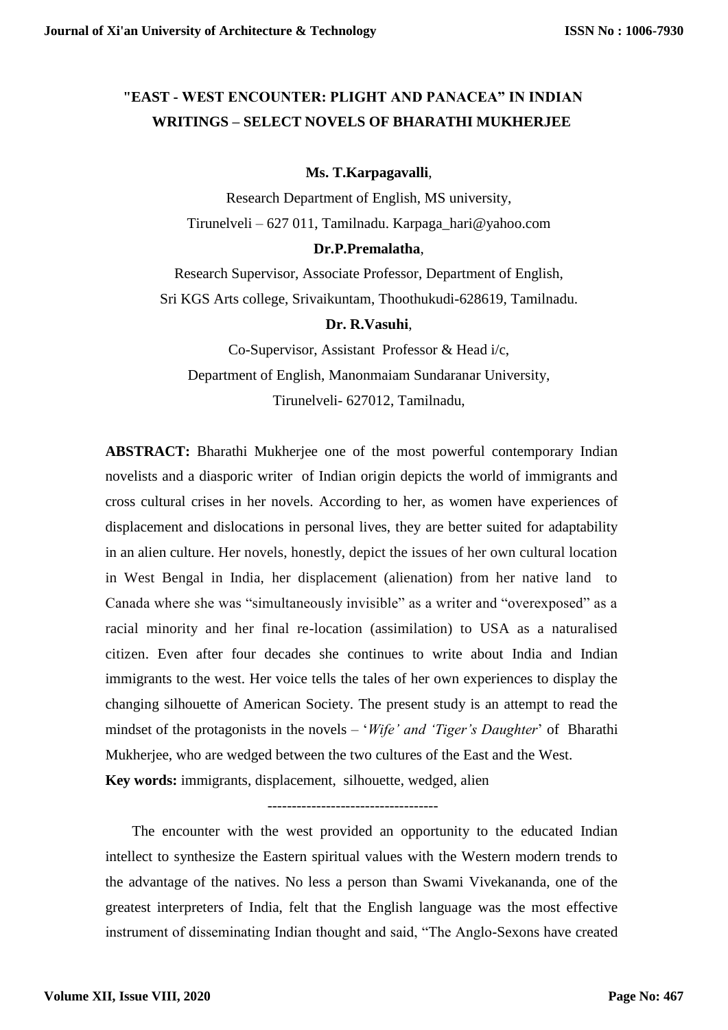# "EAST - WEST ENCOUNTER: PLIGHT AND PANACEA" IN INDIAN WRITINGS – SELECT NOVELS OF BHARATHI MUKHERJEE

**Ms. T.Karpagavalli**,

Research Department of English, MS university,

Tirunelveli – 627 011, Tamilnadu. Karpaga_hari@yahoo.com

**Dr.P.Premalatha**,

Research Supervisor, Associate Professor, Department of English,

Sri KGS Arts college, Srivaikuntam, Thoothukudi-628619, Tamilnadu.

**Dr. R.Vasuhi**,

Co-Supervisor, Assistant Professor & Head i/c,

Department of English, Manonmaiam Sundaranar University,

Tirunelveli- 627012, Tamilnadu,

**ABSTRACT:** Bharathi Mukherjee one of the most powerful contemporary Indian novelists and a diasporic writer of Indian origin depicts the world of immigrants and cross cultural crises in her novels. According to her, as women have experiences of displacement and dislocations in personal lives, they are better suited for adaptability in an alien culture. Her novels, honestly, depict the issues of her own cultural location in West Bengal in India, her displacement (alienation) from her native land to Canada where she was "simultaneously invisible" as a writer and "overexposed" as a racial minority and her final re-location (assimilation) to USA as a naturalised citizen. Even after four decades she continues to write about India and Indian immigrants to the west. Her voice tells the tales of her own experiences to display the changing silhouette of American Society. The present study is an attempt to read the mindset of the protagonists in the novels – '*Wife' and 'Tiger's Daughter*' of Bharathi Mukherjee, who are wedged between the two cultures of the East and the West.

**Key words:** immigrants, displacement, silhouette, wedged, alien

-----------------------------------

The encounter with the west provided an opportunity to the educated Indian intellect to synthesize the Eastern spiritual values with the Western modern trends to the advantage of the natives. No less a person than Swami Vivekananda, one of the greatest interpreters of India, felt that the English language was the most effective instrument of disseminating Indian thought and said, "The Anglo-Sexons have created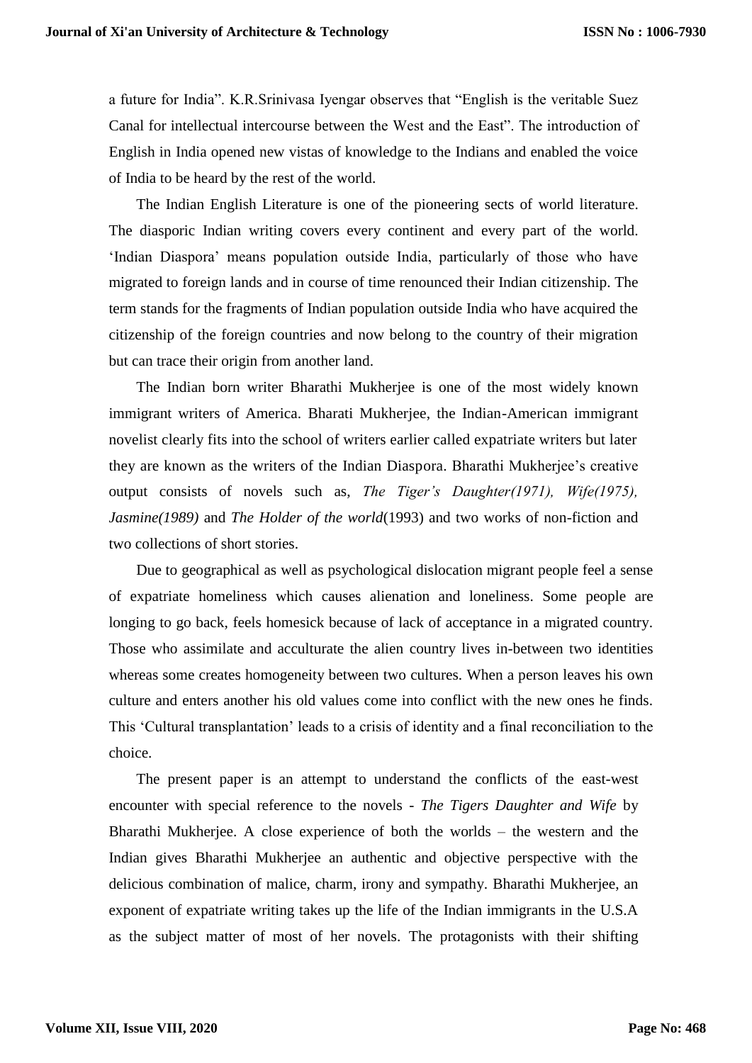a future for India". K.R.Srinivasa Iyengar observes that "English is the veritable Suez Canal for intellectual intercourse between the West and the East". The introduction of English in India opened new vistas of knowledge to the Indians and enabled the voice of India to be heard by the rest of the world.

The Indian English Literature is one of the pioneering sects of world literature. The diasporic Indian writing covers every continent and every part of the world. 'Indian Diaspora' means population outside India, particularly of those who have migrated to foreign lands and in course of time renounced their Indian citizenship. The term stands for the fragments of Indian population outside India who have acquired the citizenship of the foreign countries and now belong to the country of their migration but can trace their origin from another land.

The Indian born writer Bharathi Mukherjee is one of the most widely known immigrant writers of America. Bharati Mukherjee, the Indian-American immigrant novelist clearly fits into the school of writers earlier called expatriate writers but later they are known as the writers of the Indian Diaspora. Bharathi Mukherjee's creative output consists of novels such as, *The Tiger's Daughter(1971), Wife(1975), Jasmine(1989)* and *The Holder of the world*(1993) and two works of non-fiction and two collections of short stories.

Due to geographical as well as psychological dislocation migrant people feel a sense of expatriate homeliness which causes alienation and loneliness. Some people are longing to go back, feels homesick because of lack of acceptance in a migrated country. Those who assimilate and acculturate the alien country lives in-between two identities whereas some creates homogeneity between two cultures. When a person leaves his own culture and enters another his old values come into conflict with the new ones he finds. This 'Cultural transplantation' leads to a crisis of identity and a final reconciliation to the choice.

The present paper is an attempt to understand the conflicts of the east-west encounter with special reference to the novels - *The Tigers Daughter and Wife* by Bharathi Mukherjee. A close experience of both the worlds – the western and the Indian gives Bharathi Mukherjee an authentic and objective perspective with the delicious combination of malice, charm, irony and sympathy. Bharathi Mukherjee, an exponent of expatriate writing takes up the life of the Indian immigrants in the U.S.A as the subject matter of most of her novels. The protagonists with their shifting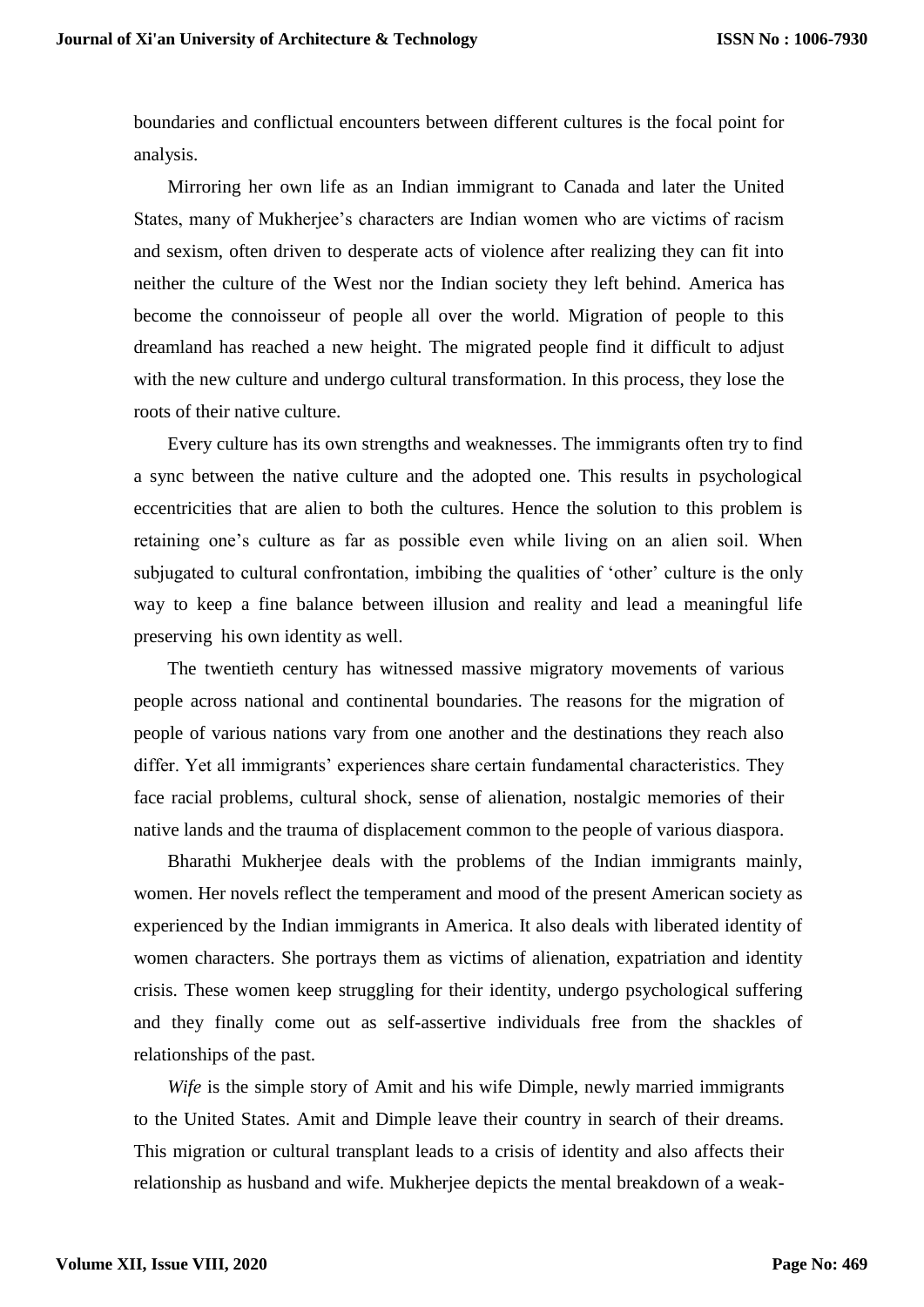boundaries and conflictual encounters between different cultures is the focal point for analysis.

Mirroring her own life as an Indian immigrant to Canada and later the United States, many of Mukherjee's characters are Indian women who are victims of racism and sexism, often driven to desperate acts of violence after realizing they can fit into neither the culture of the West nor the Indian society they left behind. America has become the connoisseur of people all over the world. Migration of people to this dreamland has reached a new height. The migrated people find it difficult to adjust with the new culture and undergo cultural transformation. In this process, they lose the roots of their native culture.

Every culture has its own strengths and weaknesses. The immigrants often try to find a sync between the native culture and the adopted one. This results in psychological eccentricities that are alien to both the cultures. Hence the solution to this problem is retaining one's culture as far as possible even while living on an alien soil. When subjugated to cultural confrontation, imbibing the qualities of 'other' culture is the only way to keep a fine balance between illusion and reality and lead a meaningful life preserving his own identity as well.

The twentieth century has witnessed massive migratory movements of various people across national and continental boundaries. The reasons for the migration of people of various nations vary from one another and the destinations they reach also differ. Yet all immigrants' experiences share certain fundamental characteristics. They face racial problems, cultural shock, sense of alienation, nostalgic memories of their native lands and the trauma of displacement common to the people of various diaspora.

Bharathi Mukherjee deals with the problems of the Indian immigrants mainly, women. Her novels reflect the temperament and mood of the present American society as experienced by the Indian immigrants in America. It also deals with liberated identity of women characters. She portrays them as victims of alienation, expatriation and identity crisis. These women keep struggling for their identity, undergo psychological suffering and they finally come out as self-assertive individuals free from the shackles of relationships of the past.

*Wife* is the simple story of Amit and his wife Dimple, newly married immigrants to the United States. Amit and Dimple leave their country in search of their dreams. This migration or cultural transplant leads to a crisis of identity and also affects their relationship as husband and wife. Mukherjee depicts the mental breakdown of a weak-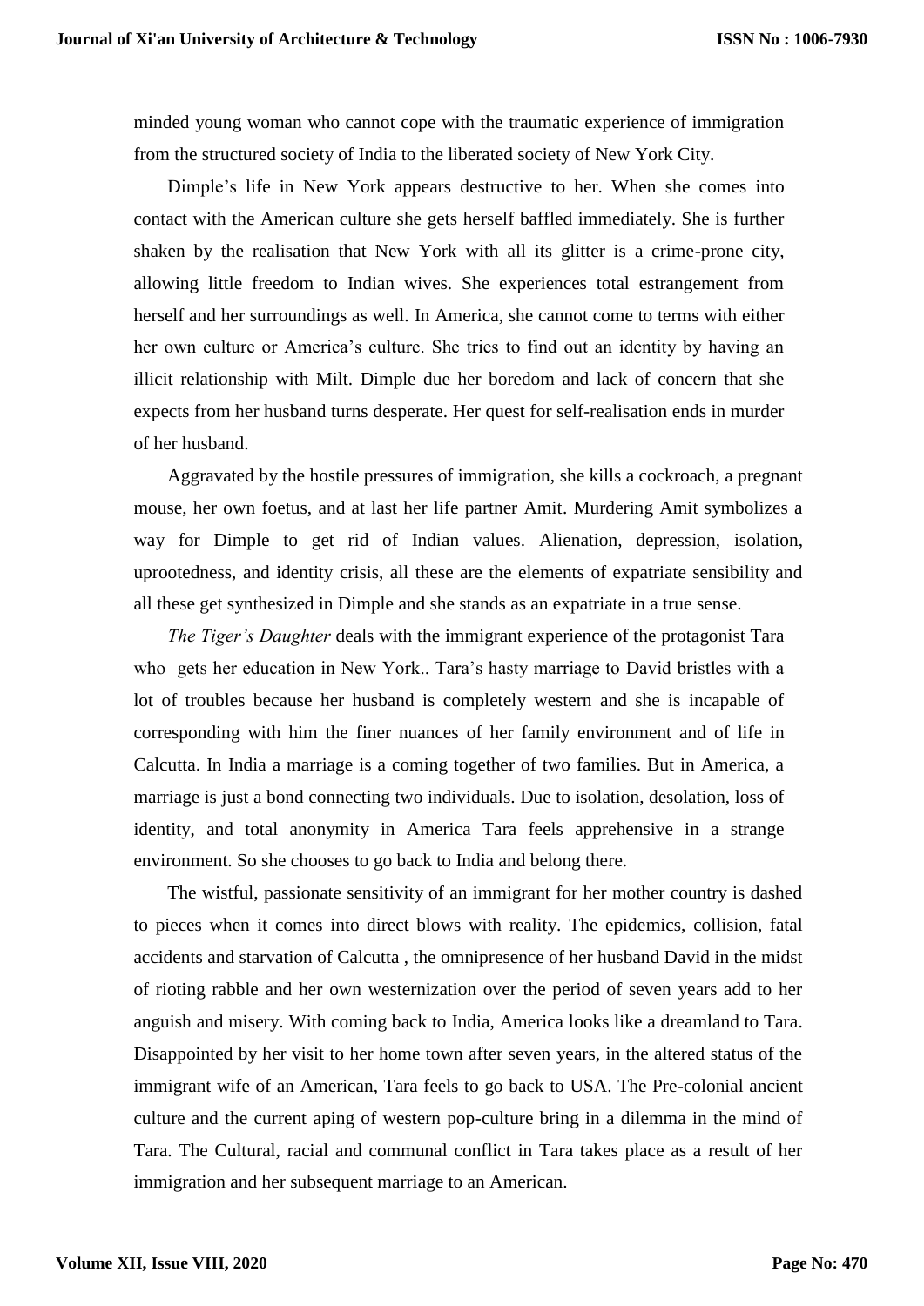minded young woman who cannot cope with the traumatic experience of immigration from the structured society of India to the liberated society of New York City.

Dimple's life in New York appears destructive to her. When she comes into contact with the American culture she gets herself baffled immediately. She is further shaken by the realisation that New York with all its glitter is a crime-prone city, allowing little freedom to Indian wives. She experiences total estrangement from herself and her surroundings as well. In America, she cannot come to terms with either her own culture or America's culture. She tries to find out an identity by having an illicit relationship with Milt. Dimple due her boredom and lack of concern that she expects from her husband turns desperate. Her quest for self-realisation ends in murder of her husband.

Aggravated by the hostile pressures of immigration, she kills a cockroach, a pregnant mouse, her own foetus, and at last her life partner Amit. Murdering Amit symbolizes a way for Dimple to get rid of Indian values. Alienation, depression, isolation, uprootedness, and identity crisis, all these are the elements of expatriate sensibility and all these get synthesized in Dimple and she stands as an expatriate in a true sense.

*The Tiger's Daughter* deals with the immigrant experience of the protagonist Tara who gets her education in New York.. Tara's hasty marriage to David bristles with a lot of troubles because her husband is completely western and she is incapable of corresponding with him the finer nuances of her family environment and of life in Calcutta. In India a marriage is a coming together of two families. But in America, a marriage is just a bond connecting two individuals. Due to isolation, desolation, loss of identity, and total anonymity in America Tara feels apprehensive in a strange environment. So she chooses to go back to India and belong there.

The wistful, passionate sensitivity of an immigrant for her mother country is dashed to pieces when it comes into direct blows with reality. The epidemics, collision, fatal accidents and starvation of Calcutta , the omnipresence of her husband David in the midst of rioting rabble and her own westernization over the period of seven years add to her anguish and misery. With coming back to India, America looks like a dreamland to Tara. Disappointed by her visit to her home town after seven years, in the altered status of the immigrant wife of an American, Tara feels to go back to USA. The Pre-colonial ancient culture and the current aping of western pop-culture bring in a dilemma in the mind of Tara. The Cultural, racial and communal conflict in Tara takes place as a result of her immigration and her subsequent marriage to an American.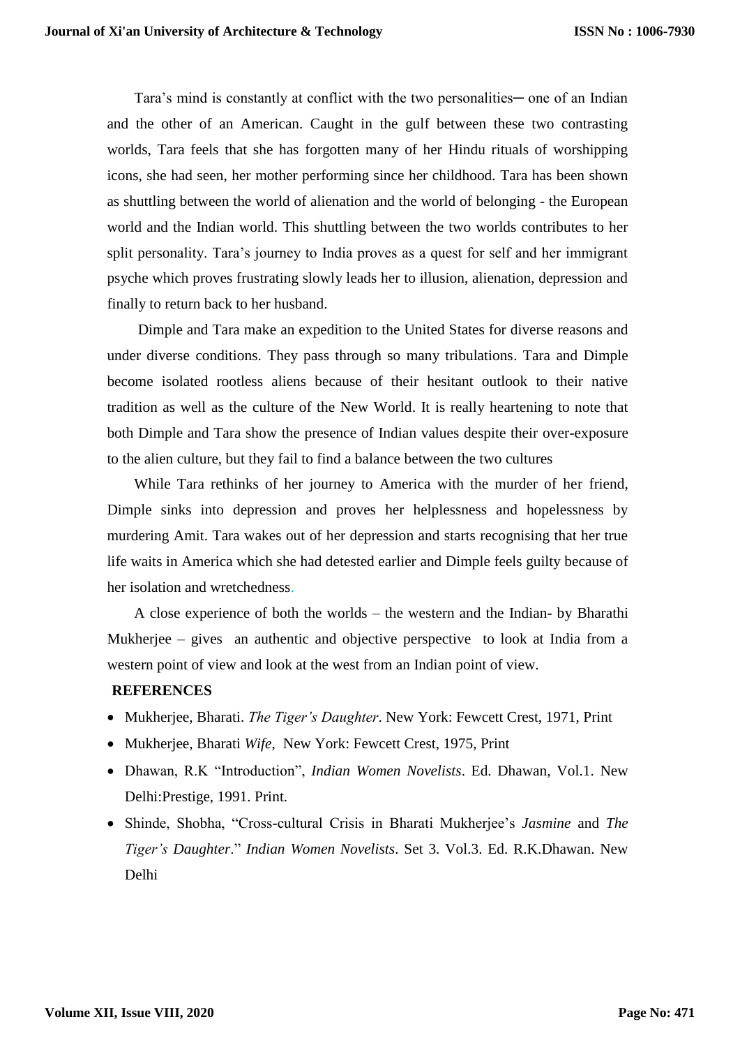Tara's mind is constantly at conflict with the two personalities─ one of an Indian and the other of an American. Caught in the gulf between these two contrasting worlds, Tara feels that she has forgotten many of her Hindu rituals of worshipping icons, she had seen, her mother performing since her childhood. Tara has been shown as shuttling between the world of alienation and the world of belonging - the European world and the Indian world. This shuttling between the two worlds contributes to her split personality. Tara's journey to India proves as a quest for self and her immigrant psyche which proves frustrating slowly leads her to illusion, alienation, depression and finally to return back to her husband.

Dimple and Tara make an expedition to the United States for diverse reasons and under diverse conditions. They pass through so many tribulations. Tara and Dimple become isolated rootless aliens because of their hesitant outlook to their native tradition as well as the culture of the New World. It is really heartening to note that both Dimple and Tara show the presence of Indian values despite their over-exposure to the alien culture, but they fail to find a balance between the two cultures

While Tara rethinks of her journey to America with the murder of her friend, Dimple sinks into depression and proves her helplessness and hopelessness by murdering Amit. Tara wakes out of her depression and starts recognising that her true life waits in America which she had detested earlier and Dimple feels guilty because of her isolation and wretchedness.

A close experience of both the worlds – the western and the Indian- by Bharathi Mukherjee – gives an authentic and objective perspective to look at India from a western point of view and look at the west from an Indian point of view.

**REFERENCES**

- Mukherjee, Bharati. *The Tiger's Daughter*. New York: Fewcett Crest, 1971, Print
- Mukherjee, Bharati *Wife*, New York: Fewcett Crest, 1975, Print
- Dhawan, R.K "Introduction", *Indian Women Novelists*. Ed. Dhawan, Vol.1. New Delhi:Prestige, 1991. Print.
- Shinde, Shobha, "Cross-cultural Crisis in Bharati Mukherjee's *Jasmine* and *The Tiger's Daughter*." *Indian Women Novelists*. Set 3. Vol.3. Ed. R.K.Dhawan. New Delhi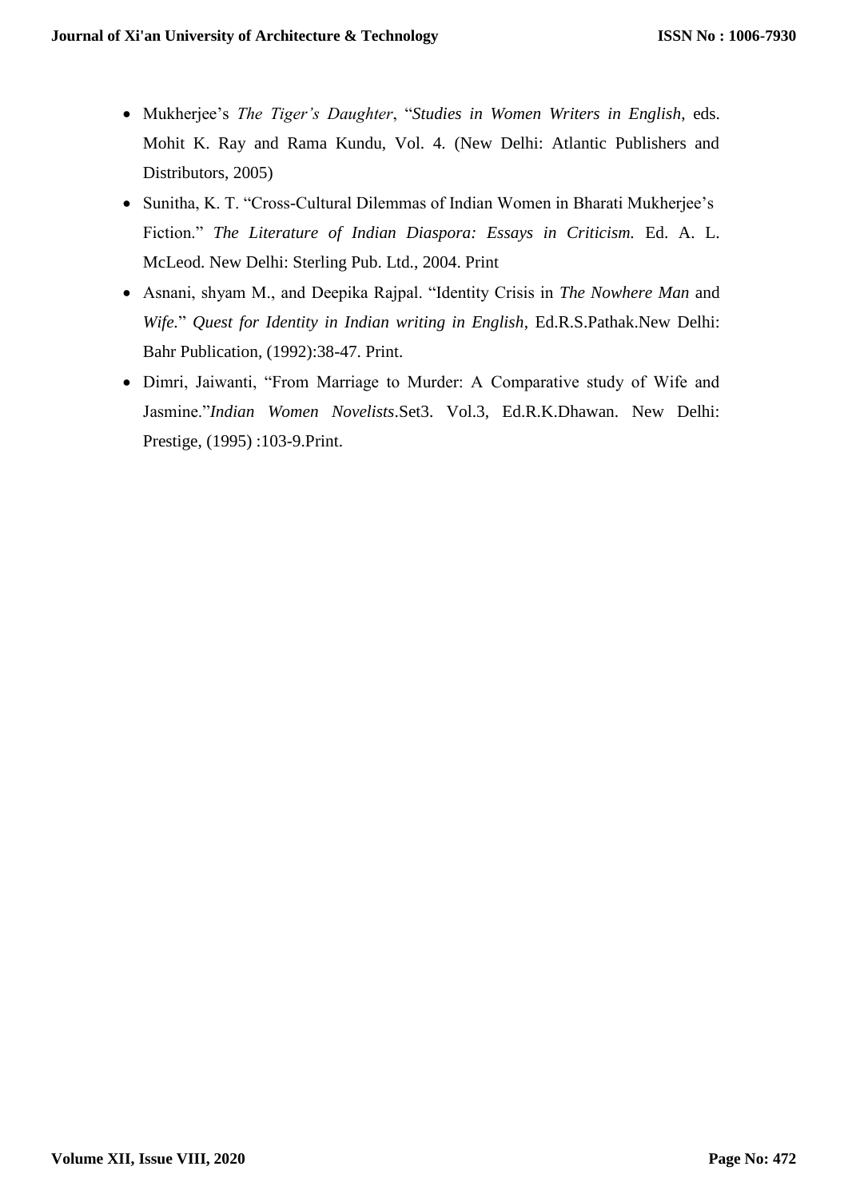- Mukherjee's *The Tiger's Daughter*, "*Studies in Women Writers in English,* eds. Mohit K. Ray and Rama Kundu, Vol. 4. (New Delhi: Atlantic Publishers and Distributors, 2005)
- Sunitha, K. T. "Cross-Cultural Dilemmas of Indian Women in Bharati Mukherjee's Fiction." *The Literature of Indian Diaspora: Essays in Criticism.* Ed. A. L. McLeod. New Delhi: Sterling Pub. Ltd., 2004. Print
- Asnani, shyam M., and Deepika Rajpal. "Identity Crisis in *The Nowhere Man* and *Wife.*" *Quest for Identity in Indian writing in English*, Ed.R.S.Pathak.New Delhi: Bahr Publication, (1992):38-47. Print.
- Dimri, Jaiwanti, "From Marriage to Murder: A Comparative study of Wife and Jasmine."*Indian Women Novelists*.Set3. Vol.3, Ed.R.K.Dhawan. New Delhi: Prestige, (1995) :103-9.Print.